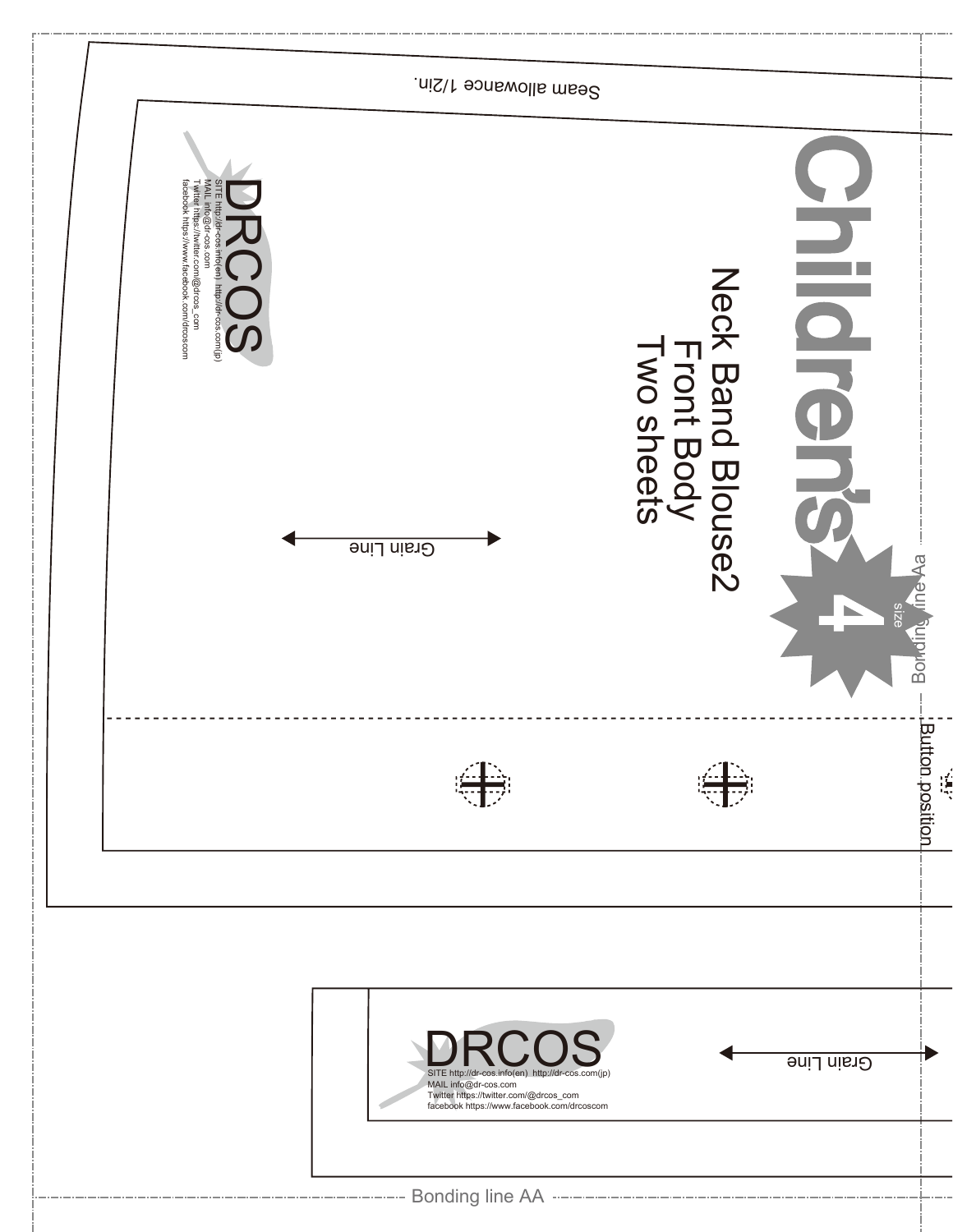Seam allowance 1/2in.

# Children's

size 4

Neck Band Blouse2
Front Body
Two sheets

DRCOS
SITE http://dr-cos.info(en) http://dr-cos.com(jp)
MAIL info@dr-cos.com
Twitter https://twitter.com/@drcos_com
facebook https://www.facebook.com/drcoscom

Grain Line

Bonding line Aa

Button position

DRCOS
SITE http://dr-cos.info(en) http://dr-cos.com(jp)
MAIL info@dr-cos.com
Twitter https://twitter.com/@drcos_com
facebook https://www.facebook.com/drcoscom

Grain Line

Bonding line AA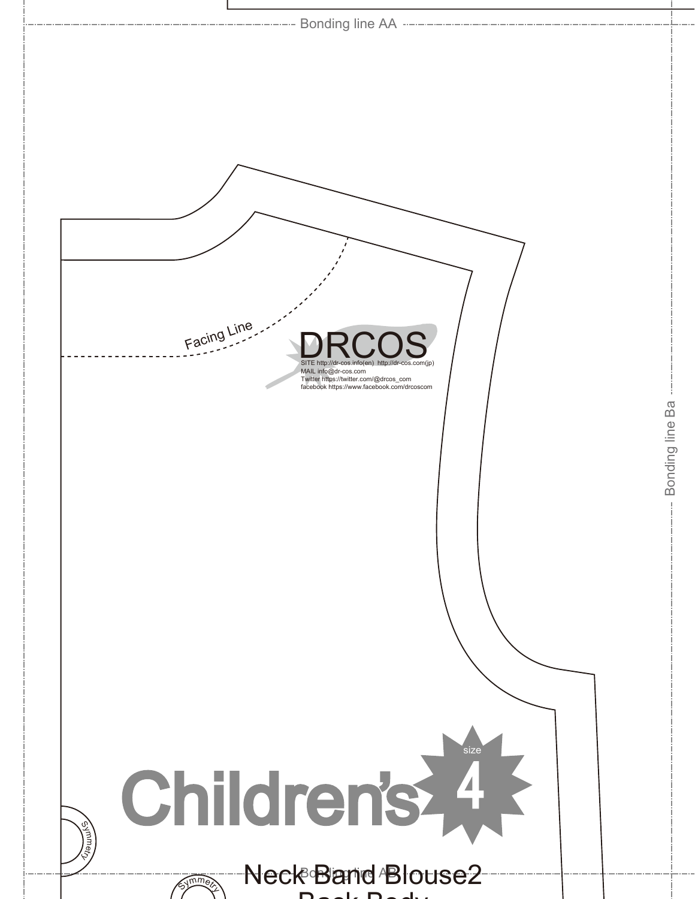Bonding line AA

Facing Line

DRCOS

SITE http://dr-cos.info(en) http://dr-cos.com(jp)
MAIL info@dr-cos.com
Twitter https://twitter.com/@drcos_com
facebook https://www.facebook.com/drcoscom

Bonding line Ba

Children's size 4

Symmetry

Bonding line AB

Symmetry

Neck Band Blouse2

Back Body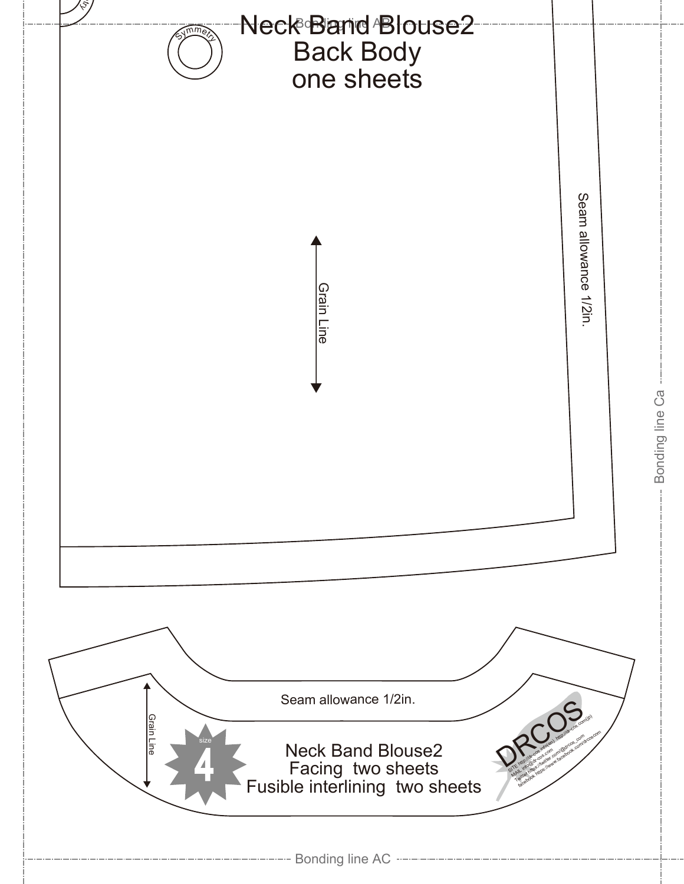Bonding line AB

Symmetry

# Neck Band Blouse2
Back Body
one sheets

Grain Line

Seam allowance 1/2in.

Bonding line Ca

Seam allowance 1/2in.

Grain Line

size
4

Neck Band Blouse2
Facing two sheets
Fusible interlining two sheets

DRCOS
SITE http://dr-cos.info(en) http://dr-cos.com(jp)
MAIL info@dr-cos.com
Twitter https://twitter.com/@drcos_com
facebook https://www.facebook.com/drcos

Bonding line AC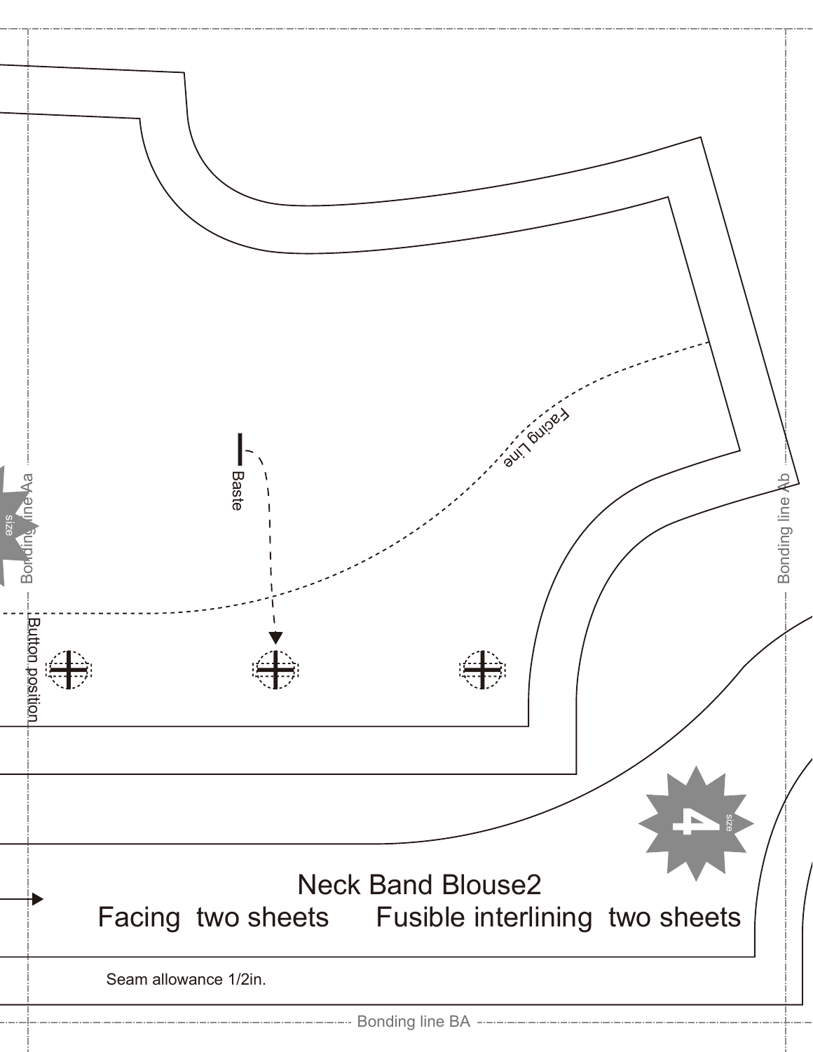Facing Line

Baste

Button position

Bonding line Aa

Bonding line Ab

size 4

Neck Band Blouse2

Facing two sheets Fusible interlining two sheets

Seam allowance 1/2in.

Bonding line BA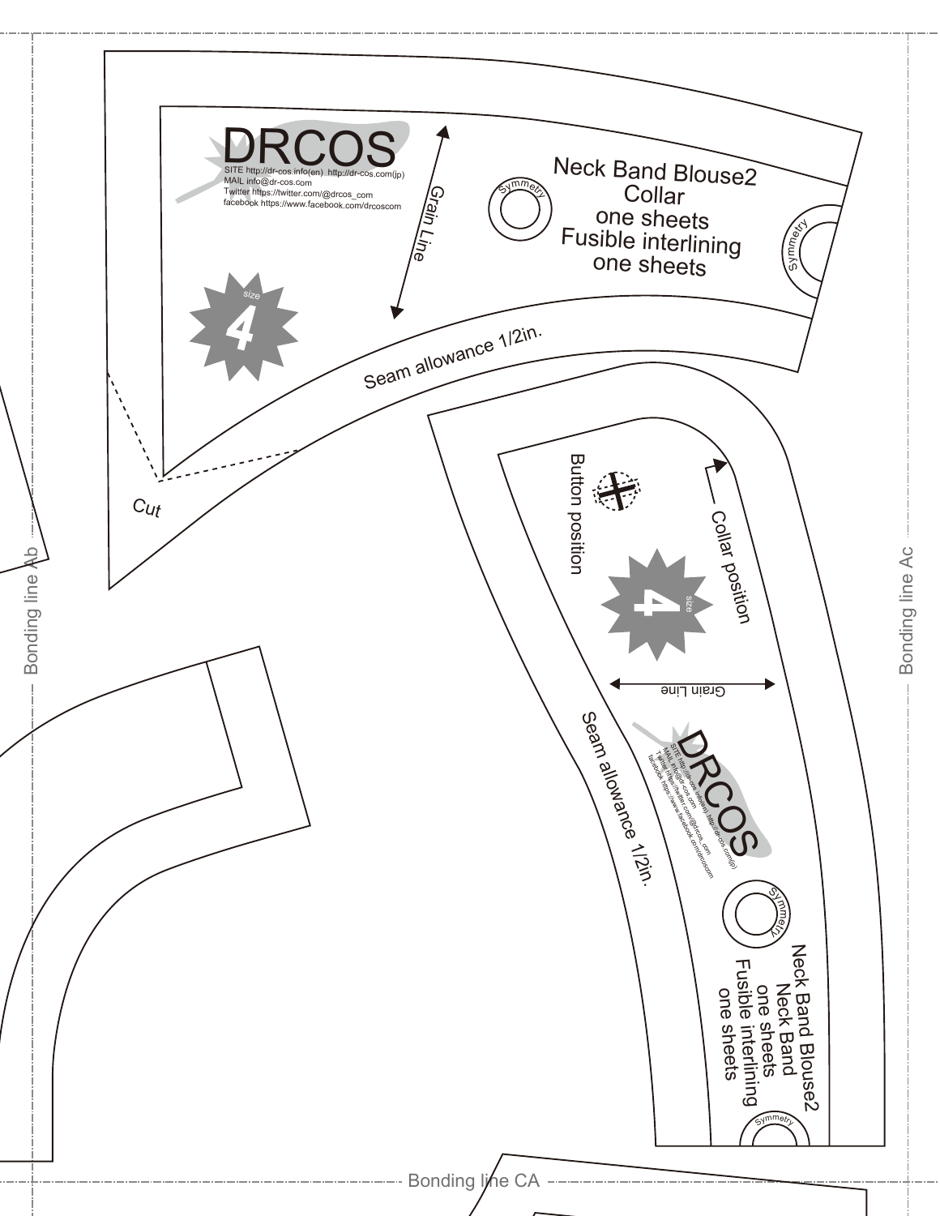DRCOS

SITE http://dr-cos.info(en) http://dr-cos.com(jp)
MAIL info@dr-cos.com
Twitter https://twitter.com/@drcos_com
facebook https://www.facebook.com/drcoscom

Grain Line

Symmetry

Neck Band Blouse2
Collar
one sheets
Fusible interlining
one sheets

Symmetry

size 4

Seam allowance 1/2in.

Cut

Bonding line Ab

Button position

Collar position

size 4

Grain Line

Seam allowance 1/2in.

DRCOS

SITE http://dr-cos.info(en) http://dr-cos.com(jp)
MAIL info@dr-cos.com
Twitter https://twitter.com/@drcos_com
facebook https://www.facebook.com/drcoscom

Symmetry

Neck Band Blouse2
Neck Band
one sheets
Fusible interlining
one sheets

Symmetry

Bonding line Ac

Bonding line CA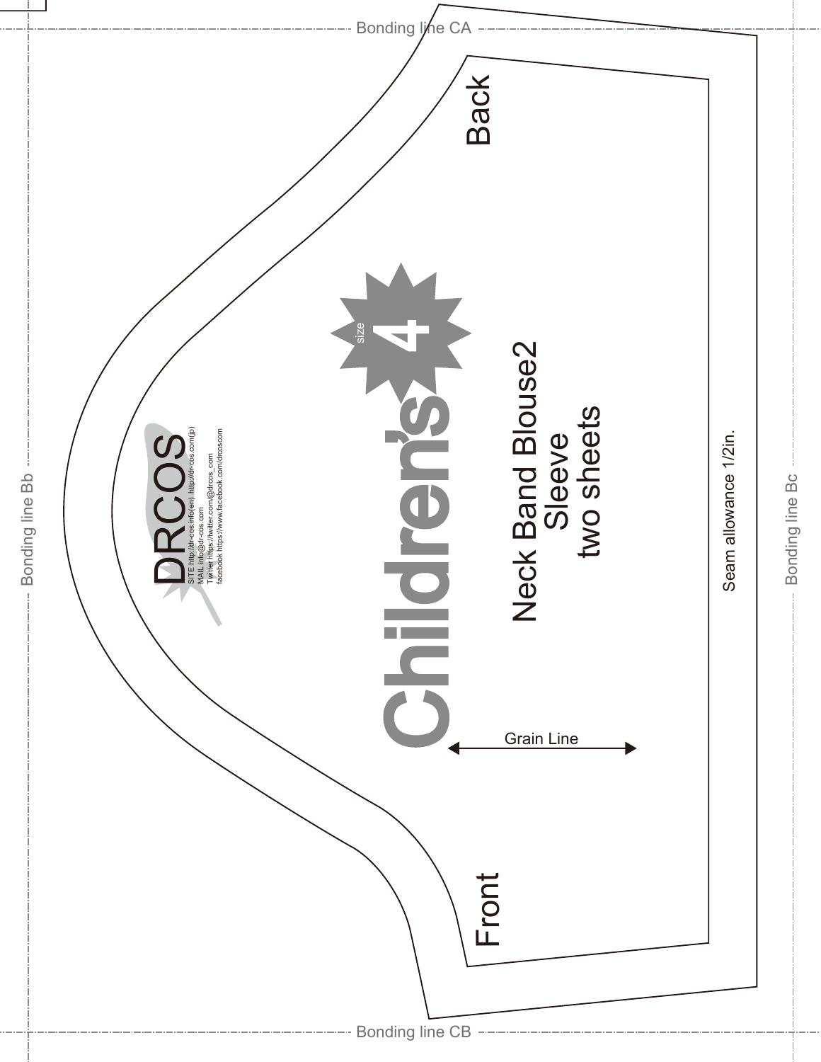Bonding line CA

Back

size 4

Children's

DRCOS

SITE http://dr-cos.info(en) http://dr-cos.com(jp)
MAIL info@dr-cos.com
Twitter https://twitter.com/@drcos_com
facebook https://www.facebook.com/drcoscom

Neck Band Blouse2
Sleeve
two sheets

Grain Line

Front

Seam allowance 1/2in.

Bonding line Bb

Bonding line Bc

Bonding line CB